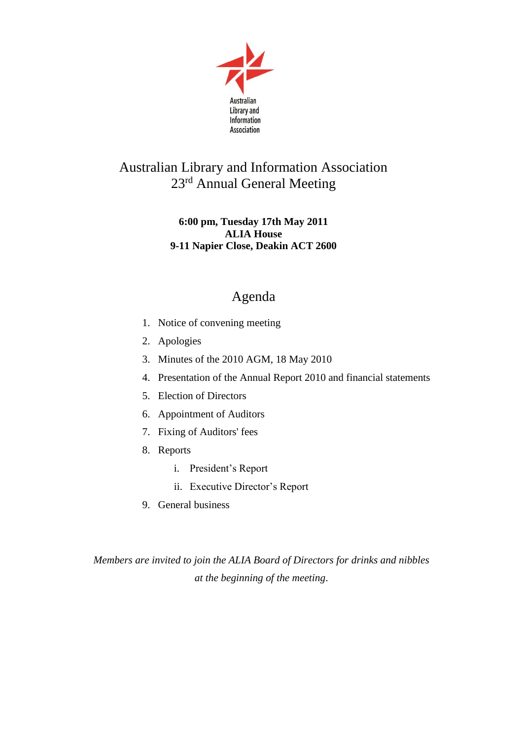Australian Library and Information Association

# Australian Library and Information Association
# 23rd Annual General Meeting

**6:00 pm, Tuesday 17th May 2011**
**ALIA House**
**9-11 Napier Close, Deakin ACT 2600**

## Agenda

1. Notice of convening meeting
2. Apologies
3. Minutes of the 2010 AGM, 18 May 2010
4. Presentation of the Annual Report 2010 and financial statements
5. Election of Directors
6. Appointment of Auditors
7. Fixing of Auditors' fees
8. Reports
    i. President's Report
    ii. Executive Director's Report
9. General business

*Members are invited to join the ALIA Board of Directors for drinks and nibbles at the beginning of the meeting.*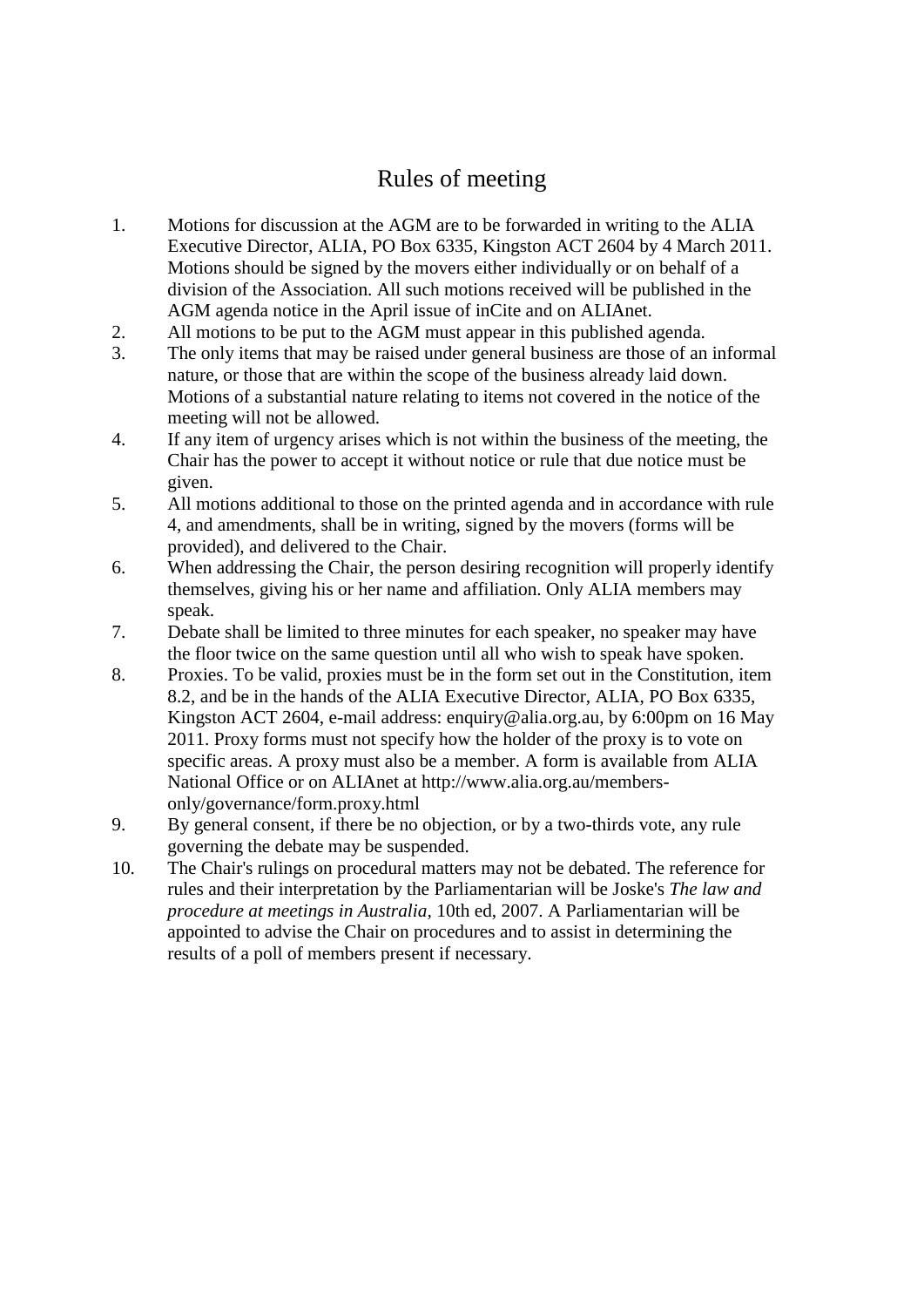# Rules of meeting

1. Motions for discussion at the AGM are to be forwarded in writing to the ALIA Executive Director, ALIA, PO Box 6335, Kingston ACT 2604 by 4 March 2011. Motions should be signed by the movers either individually or on behalf of a division of the Association. All such motions received will be published in the AGM agenda notice in the April issue of inCite and on ALIAnet.
2. All motions to be put to the AGM must appear in this published agenda.
3. The only items that may be raised under general business are those of an informal nature, or those that are within the scope of the business already laid down. Motions of a substantial nature relating to items not covered in the notice of the meeting will not be allowed.
4. If any item of urgency arises which is not within the business of the meeting, the Chair has the power to accept it without notice or rule that due notice must be given.
5. All motions additional to those on the printed agenda and in accordance with rule 4, and amendments, shall be in writing, signed by the movers (forms will be provided), and delivered to the Chair.
6. When addressing the Chair, the person desiring recognition will properly identify themselves, giving his or her name and affiliation. Only ALIA members may speak.
7. Debate shall be limited to three minutes for each speaker, no speaker may have the floor twice on the same question until all who wish to speak have spoken.
8. Proxies. To be valid, proxies must be in the form set out in the Constitution, item 8.2, and be in the hands of the ALIA Executive Director, ALIA, PO Box 6335, Kingston ACT 2604, e-mail address: enquiry@alia.org.au, by 6:00pm on 16 May 2011. Proxy forms must not specify how the holder of the proxy is to vote on specific areas. A proxy must also be a member. A form is available from ALIA National Office or on ALIAnet at http://www.alia.org.au/members-only/governance/form.proxy.html
9. By general consent, if there be no objection, or by a two-thirds vote, any rule governing the debate may be suspended.
10. The Chair's rulings on procedural matters may not be debated. The reference for rules and their interpretation by the Parliamentarian will be Joske's *The law and procedure at meetings in Australia*, 10th ed, 2007. A Parliamentarian will be appointed to advise the Chair on procedures and to assist in determining the results of a poll of members present if necessary.